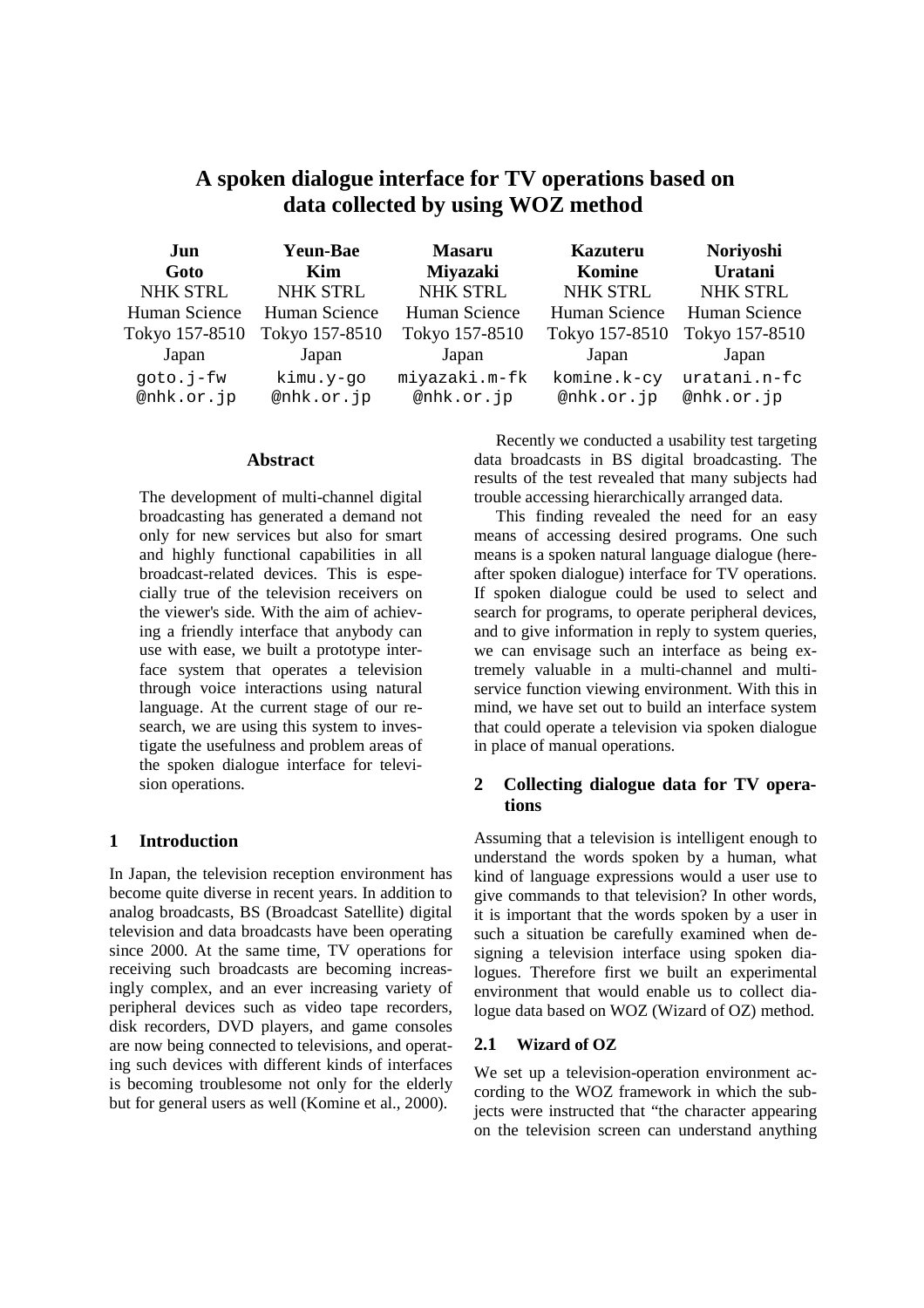# A spoken dialogue interface for TV operations based on data collected by using WOZ method

| Jun Goto | Yeun-Bae Kim | Masaru Miyazaki | Kazuteru Komine | Noriyoshi Uratani |
|---|---|---|---|---|
| NHK STRL | NHK STRL | NHK STRL | NHK STRL | NHK STRL |
| Human Science | Human Science | Human Science | Human Science | Human Science |
| Tokyo 157-8510 | Tokyo 157-8510 | Tokyo 157-8510 | Tokyo 157-8510 | Tokyo 157-8510 |
| Japan | Japan | Japan | Japan | Japan |
| goto.j-fw@nhk.or.jp | kimu.y-go@nhk.or.jp | miyazaki.m-fk@nhk.or.jp | komine.k-cy@nhk.or.jp | uratani.n-fc@nhk.or.jp |

## Abstract

The development of multi-channel digital broadcasting has generated a demand not only for new services but also for smart and highly functional capabilities in all broadcast-related devices. This is especially true of the television receivers on the viewer's side. With the aim of achieving a friendly interface that anybody can use with ease, we built a prototype interface system that operates a television through voice interactions using natural language. At the current stage of our research, we are using this system to investigate the usefulness and problem areas of the spoken dialogue interface for television operations.

## 1 Introduction

In Japan, the television reception environment has become quite diverse in recent years. In addition to analog broadcasts, BS (Broadcast Satellite) digital television and data broadcasts have been operating since 2000. At the same time, TV operations for receiving such broadcasts are becoming increasingly complex, and an ever increasing variety of peripheral devices such as video tape recorders, disk recorders, DVD players, and game consoles are now being connected to televisions, and operating such devices with different kinds of interfaces is becoming troublesome not only for the elderly but for general users as well (Komine et al., 2000).

Recently we conducted a usability test targeting data broadcasts in BS digital broadcasting. The results of the test revealed that many subjects had trouble accessing hierarchically arranged data.

This finding revealed the need for an easy means of accessing desired programs. One such means is a spoken natural language dialogue (hereafter spoken dialogue) interface for TV operations. If spoken dialogue could be used to select and search for programs, to operate peripheral devices, and to give information in reply to system queries, we can envisage such an interface as being extremely valuable in a multi-channel and multi-service function viewing environment. With this in mind, we have set out to build an interface system that could operate a television via spoken dialogue in place of manual operations.

## 2 Collecting dialogue data for TV operations

Assuming that a television is intelligent enough to understand the words spoken by a human, what kind of language expressions would a user use to give commands to that television? In other words, it is important that the words spoken by a user in such a situation be carefully examined when designing a television interface using spoken dialogues. Therefore first we built an experimental environment that would enable us to collect dialogue data based on WOZ (Wizard of OZ) method.

### 2.1 Wizard of OZ

We set up a television-operation environment according to the WOZ framework in which the subjects were instructed that "the character appearing on the television screen can understand anything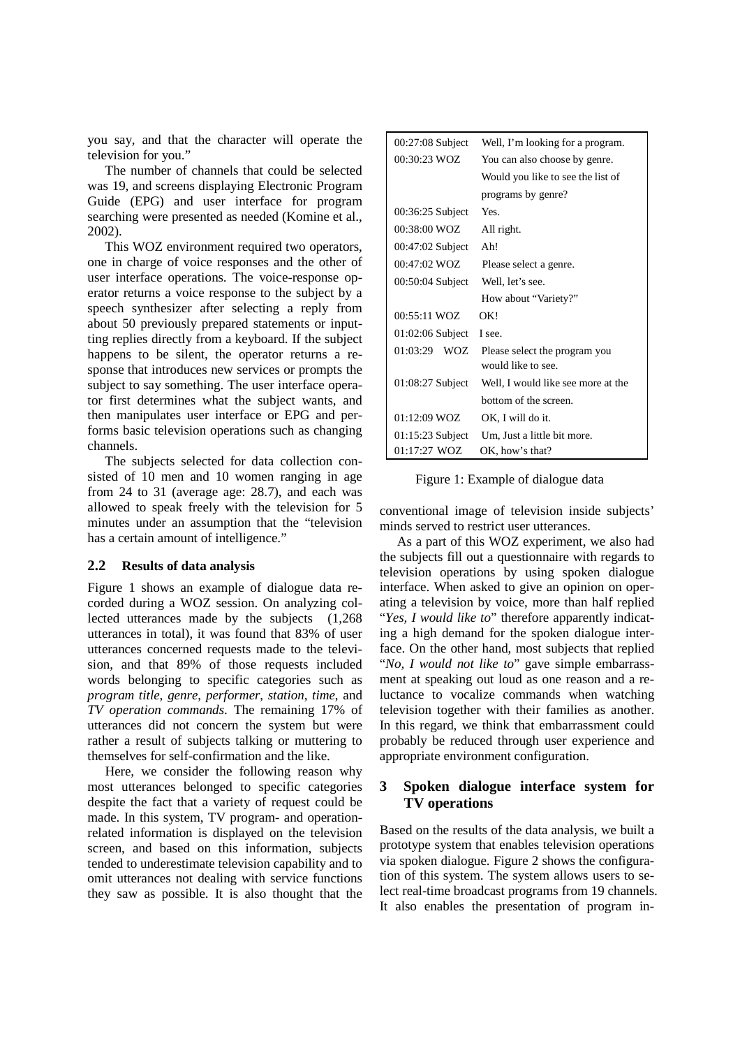you say, and that the character will operate the television for you."

The number of channels that could be selected was 19, and screens displaying Electronic Program Guide (EPG) and user interface for program searching were presented as needed (Komine et al., 2002).

This WOZ environment required two operators, one in charge of voice responses and the other of user interface operations. The voice-response operator returns a voice response to the subject by a speech synthesizer after selecting a reply from about 50 previously prepared statements or inputting replies directly from a keyboard. If the subject happens to be silent, the operator returns a response that introduces new services or prompts the subject to say something. The user interface operator first determines what the subject wants, and then manipulates user interface or EPG and performs basic television operations such as changing channels.

The subjects selected for data collection consisted of 10 men and 10 women ranging in age from 24 to 31 (average age: 28.7), and each was allowed to speak freely with the television for 5 minutes under an assumption that the "television has a certain amount of intelligence."

### 2.2 Results of data analysis

Figure 1 shows an example of dialogue data recorded during a WOZ session. On analyzing collected utterances made by the subjects (1,268 utterances in total), it was found that 83% of user utterances concerned requests made to the television, and that 89% of those requests included words belonging to specific categories such as *program title*, *genre*, *performer*, *station*, *time*, and *TV operation commands*. The remaining 17% of utterances did not concern the system but were rather a result of subjects talking or muttering to themselves for self-confirmation and the like.

Here, we consider the following reason why most utterances belonged to specific categories despite the fact that a variety of request could be made. In this system, TV program- and operation-related information is displayed on the television screen, and based on this information, subjects tended to underestimate television capability and to omit utterances not dealing with service functions they saw as possible. It is also thought that the conventional image of television inside subjects' minds served to restrict user utterances.

| | |
|---|---|
| 00:27:08 Subject | Well, I'm looking for a program. |
| 00:30:23 WOZ | You can also choose by genre. Would you like to see the list of programs by genre? |
| 00:36:25 Subject | Yes. |
| 00:38:00 WOZ | All right. |
| 00:47:02 Subject | Ah! |
| 00:47:02 WOZ | Please select a genre. |
| 00:50:04 Subject | Well, let's see. How about "Variety?" |
| 00:55:11 WOZ | OK! |
| 01:02:06 Subject | I see. |
| 01:03:29 WOZ | Please select the program you would like to see. |
| 01:08:27 Subject | Well, I would like see more at the bottom of the screen. |
| 01:12:09 WOZ | OK, I will do it. |
| 01:15:23 Subject | Um, Just a little bit more. |
| 01:17:27 WOZ | OK, how's that? |

Figure 1: Example of dialogue data

As a part of this WOZ experiment, we also had the subjects fill out a questionnaire with regards to television operations by using spoken dialogue interface. When asked to give an opinion on operating a television by voice, more than half replied "*Yes, I would like to*" therefore apparently indicating a high demand for the spoken dialogue interface. On the other hand, most subjects that replied "*No, I would not like to*" gave simple embarrassment at speaking out loud as one reason and a reluctance to vocalize commands when watching television together with their families as another. In this regard, we think that embarrassment could probably be reduced through user experience and appropriate environment configuration.

## 3 Spoken dialogue interface system for TV operations

Based on the results of the data analysis, we built a prototype system that enables television operations via spoken dialogue. Figure 2 shows the configuration of this system. The system allows users to select real-time broadcast programs from 19 channels. It also enables the presentation of program in-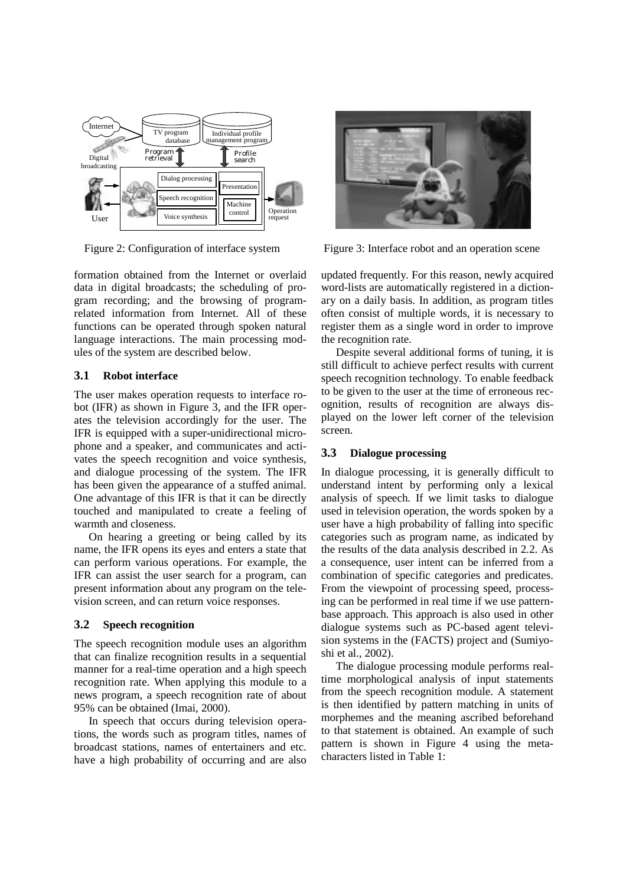Figure 2: Configuration of interface system

Figure 3: Interface robot and an operation scene

formation obtained from the Internet or overlaid data in digital broadcasts; the scheduling of program recording; and the browsing of program-related information from Internet. All of these functions can be operated through spoken natural language interactions. The main processing modules of the system are described below.

### 3.1 Robot interface

The user makes operation requests to interface robot (IFR) as shown in Figure 3, and the IFR operates the television accordingly for the user. The IFR is equipped with a super-unidirectional microphone and a speaker, and communicates and activates the speech recognition and voice synthesis, and dialogue processing of the system. The IFR has been given the appearance of a stuffed animal. One advantage of this IFR is that it can be directly touched and manipulated to create a feeling of warmth and closeness.

On hearing a greeting or being called by its name, the IFR opens its eyes and enters a state that can perform various operations. For example, the IFR can assist the user search for a program, can present information about any program on the television screen, and can return voice responses.

### 3.2 Speech recognition

The speech recognition module uses an algorithm that can finalize recognition results in a sequential manner for a real-time operation and a high speech recognition rate. When applying this module to a news program, a speech recognition rate of about 95% can be obtained (Imai, 2000).

In speech that occurs during television operations, the words such as program titles, names of broadcast stations, names of entertainers and etc. have a high probability of occurring and are also updated frequently. For this reason, newly acquired word-lists are automatically registered in a dictionary on a daily basis. In addition, as program titles often consist of multiple words, it is necessary to register them as a single word in order to improve the recognition rate.

Despite several additional forms of tuning, it is still difficult to achieve perfect results with current speech recognition technology. To enable feedback to be given to the user at the time of erroneous recognition, results of recognition are always displayed on the lower left corner of the television screen.

### 3.3 Dialogue processing

In dialogue processing, it is generally difficult to understand intent by performing only a lexical analysis of speech. If we limit tasks to dialogue used in television operation, the words spoken by a user have a high probability of falling into specific categories such as program name, as indicated by the results of the data analysis described in 2.2. As a consequence, user intent can be inferred from a combination of specific categories and predicates. From the viewpoint of processing speed, processing can be performed in real time if we use pattern-base approach. This approach is also used in other dialogue systems such as PC-based agent television systems in the (FACTS) project and (Sumiyoshi et al., 2002).

The dialogue processing module performs real-time morphological analysis of input statements from the speech recognition module. A statement is then identified by pattern matching in units of morphemes and the meaning ascribed beforehand to that statement is obtained. An example of such pattern is shown in Figure 4 using the meta-characters listed in Table 1: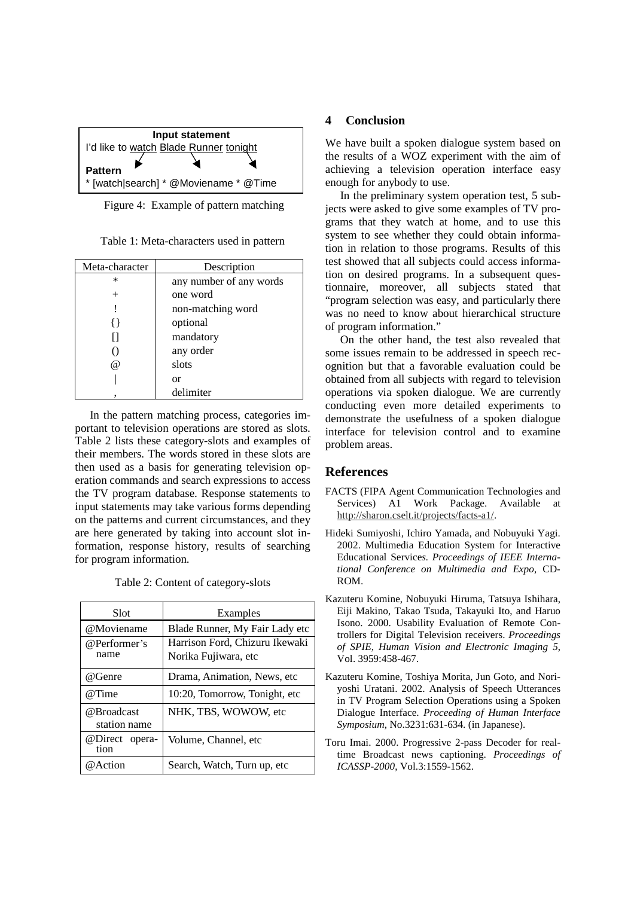**Input statement**

I'd like to watch Blade Runner tonight

**Pattern**

* [watch|search] * @Moviename * @Time

Figure 4: Example of pattern matching

Table 1: Meta-characters used in pattern

| Meta-character | Description |
|---|---|
| * | any number of any words |
| + | one word |
| ! | non-matching word |
| {} | optional |
| [] | mandatory |
| () | any order |
| @ | slots |
| \| | or |
| , | delimiter |

In the pattern matching process, categories important to television operations are stored as slots. Table 2 lists these category-slots and examples of their members. The words stored in these slots are then used as a basis for generating television operation commands and search expressions to access the TV program database. Response statements to input statements may take various forms depending on the patterns and current circumstances, and they are here generated by taking into account slot information, response history, results of searching for program information.

Table 2: Content of category-slots

| Slot | Examples |
|---|---|
| @Moviename | Blade Runner, My Fair Lady etc |
| @Performer's name | Harrison Ford, Chizuru Ikewaki Norika Fujiwara, etc |
| @Genre | Drama, Animation, News, etc |
| @Time | 10:20, Tomorrow, Tonight, etc |
| @Broadcast station name | NHK, TBS, WOWOW, etc |
| @Direct operation | Volume, Channel, etc |
| @Action | Search, Watch, Turn up, etc |

## 4 Conclusion

We have built a spoken dialogue system based on the results of a WOZ experiment with the aim of achieving a television operation interface easy enough for anybody to use.

In the preliminary system operation test, 5 subjects were asked to give some examples of TV programs that they watch at home, and to use this system to see whether they could obtain information in relation to those programs. Results of this test showed that all subjects could access information on desired programs. In a subsequent questionnaire, moreover, all subjects stated that "program selection was easy, and particularly there was no need to know about hierarchical structure of program information."

On the other hand, the test also revealed that some issues remain to be addressed in speech recognition but that a favorable evaluation could be obtained from all subjects with regard to television operations via spoken dialogue. We are currently conducting even more detailed experiments to demonstrate the usefulness of a spoken dialogue interface for television control and to examine problem areas.

## References

FACTS (FIPA Agent Communication Technologies and Services) A1 Work Package. Available at http://sharon.cselt.it/projects/facts-a1/.

Hideki Sumiyoshi, Ichiro Yamada, and Nobuyuki Yagi. 2002. Multimedia Education System for Interactive Educational Services. *Proceedings of IEEE International Conference on Multimedia and Expo*, CD-ROM.

Kazuteru Komine, Nobuyuki Hiruma, Tatsuya Ishihara, Eiji Makino, Takao Tsuda, Takayuki Ito, and Haruo Isono. 2000. Usability Evaluation of Remote Controllers for Digital Television receivers. *Proceedings of SPIE, Human Vision and Electronic Imaging 5*, Vol. 3959:458-467.

Kazuteru Komine, Toshiya Morita, Jun Goto, and Noriyoshi Uratani. 2002. Analysis of Speech Utterances in TV Program Selection Operations using a Spoken Dialogue Interface. *Proceeding of Human Interface Symposium*, No.3231:631-634. (in Japanese).

Toru Imai. 2000. Progressive 2-pass Decoder for real-time Broadcast news captioning. *Proceedings of ICASSP-2000*, Vol.3:1559-1562.